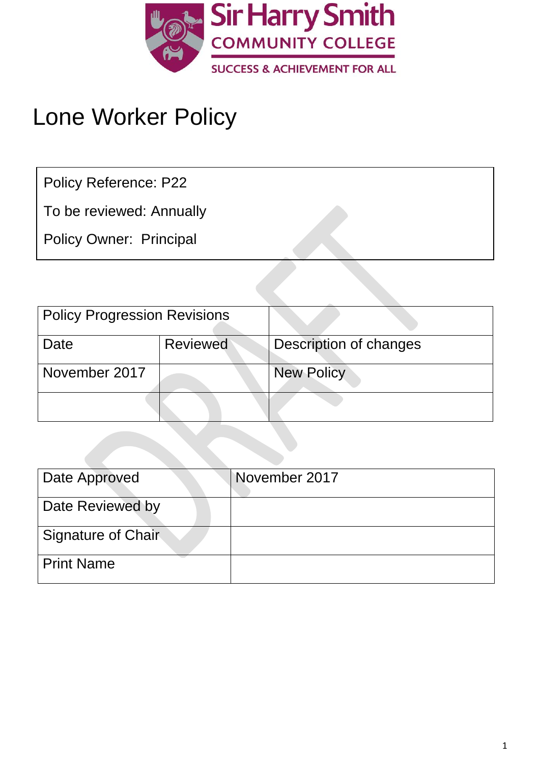Sir Harry Smith

COMMUNITY COLLEGE

SUCCESS & ACHIEVEMENT FOR ALL

# Lone Worker Policy

Policy Reference: P22

To be reviewed: Annually

Policy Owner: Principal

| Policy Progression Revisions | | |
|---|---|---|
| Date | Reviewed | Description of changes |
| November 2017 | | New Policy |
| | | |

| Date Approved | November 2017 |
|---|---|
| Date Reviewed by | |
| Signature of Chair | |
| Print Name | |

DRAFT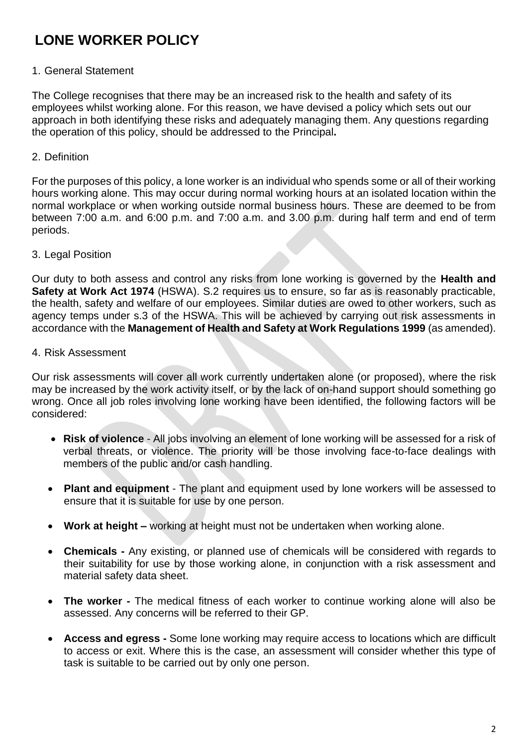# LONE WORKER POLICY

1. General Statement

The College recognises that there may be an increased risk to the health and safety of its employees whilst working alone. For this reason, we have devised a policy which sets out our approach in both identifying these risks and adequately managing them. Any questions regarding the operation of this policy, should be addressed to the Principal**.**

2. Definition

For the purposes of this policy, a lone worker is an individual who spends some or all of their working hours working alone. This may occur during normal working hours at an isolated location within the normal workplace or when working outside normal business hours. These are deemed to be from between 7:00 a.m. and 6:00 p.m. and 7:00 a.m. and 3.00 p.m. during half term and end of term periods.

3. Legal Position

Our duty to both assess and control any risks from lone working is governed by the **Health and Safety at Work Act 1974** (HSWA). S.2 requires us to ensure, so far as is reasonably practicable, the health, safety and welfare of our employees. Similar duties are owed to other workers, such as agency temps under s.3 of the HSWA. This will be achieved by carrying out risk assessments in accordance with the **Management of Health and Safety at Work Regulations 1999** (as amended).

4. Risk Assessment

Our risk assessments will cover all work currently undertaken alone (or proposed), where the risk may be increased by the work activity itself, or by the lack of on-hand support should something go wrong. Once all job roles involving lone working have been identified, the following factors will be considered:

- **Risk of violence** - All jobs involving an element of lone working will be assessed for a risk of verbal threats, or violence. The priority will be those involving face-to-face dealings with members of the public and/or cash handling.
- **Plant and equipment** - The plant and equipment used by lone workers will be assessed to ensure that it is suitable for use by one person.
- **Work at height –** working at height must not be undertaken when working alone.
- **Chemicals -** Any existing, or planned use of chemicals will be considered with regards to their suitability for use by those working alone, in conjunction with a risk assessment and material safety data sheet.
- **The worker -** The medical fitness of each worker to continue working alone will also be assessed. Any concerns will be referred to their GP.
- **Access and egress -** Some lone working may require access to locations which are difficult to access or exit. Where this is the case, an assessment will consider whether this type of task is suitable to be carried out by only one person.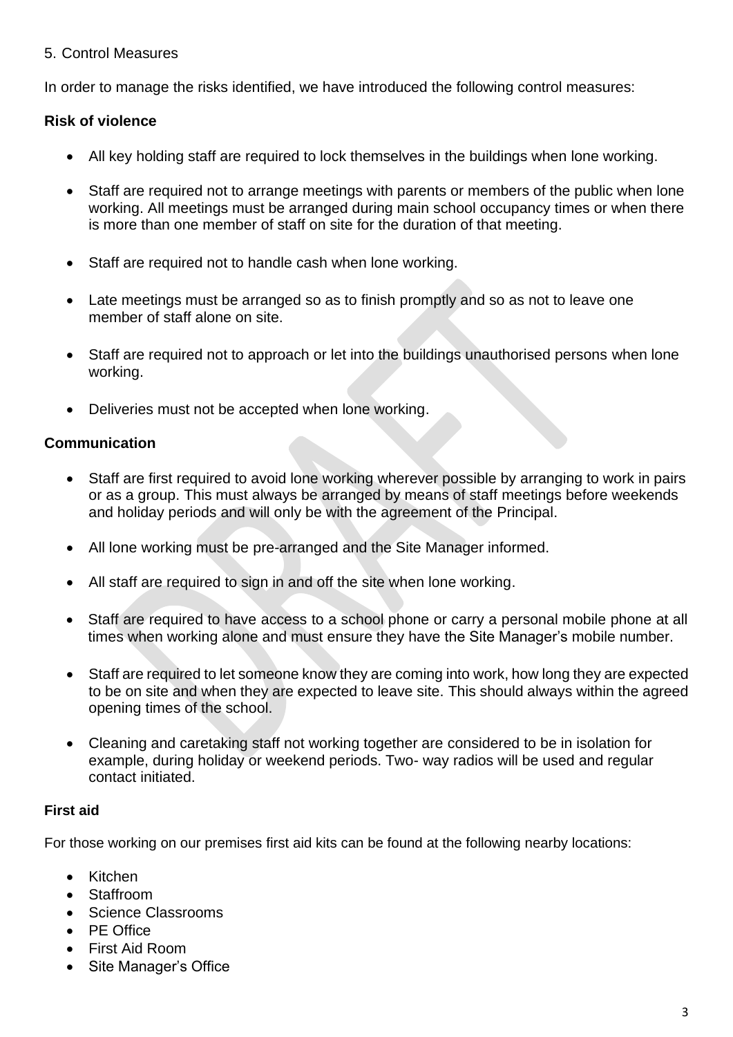5. Control Measures

In order to manage the risks identified, we have introduced the following control measures:

**Risk of violence**

- All key holding staff are required to lock themselves in the buildings when lone working.
- Staff are required not to arrange meetings with parents or members of the public when lone working. All meetings must be arranged during main school occupancy times or when there is more than one member of staff on site for the duration of that meeting.
- Staff are required not to handle cash when lone working.
- Late meetings must be arranged so as to finish promptly and so as not to leave one member of staff alone on site.
- Staff are required not to approach or let into the buildings unauthorised persons when lone working.
- Deliveries must not be accepted when lone working.

**Communication**

- Staff are first required to avoid lone working wherever possible by arranging to work in pairs or as a group. This must always be arranged by means of staff meetings before weekends and holiday periods and will only be with the agreement of the Principal.
- All lone working must be pre-arranged and the Site Manager informed.
- All staff are required to sign in and off the site when lone working.
- Staff are required to have access to a school phone or carry a personal mobile phone at all times when working alone and must ensure they have the Site Manager's mobile number.
- Staff are required to let someone know they are coming into work, how long they are expected to be on site and when they are expected to leave site. This should always within the agreed opening times of the school.
- Cleaning and caretaking staff not working together are considered to be in isolation for example, during holiday or weekend periods. Two- way radios will be used and regular contact initiated.

**First aid**

For those working on our premises first aid kits can be found at the following nearby locations:

- Kitchen
- Staffroom
- Science Classrooms
- PE Office
- First Aid Room
- Site Manager's Office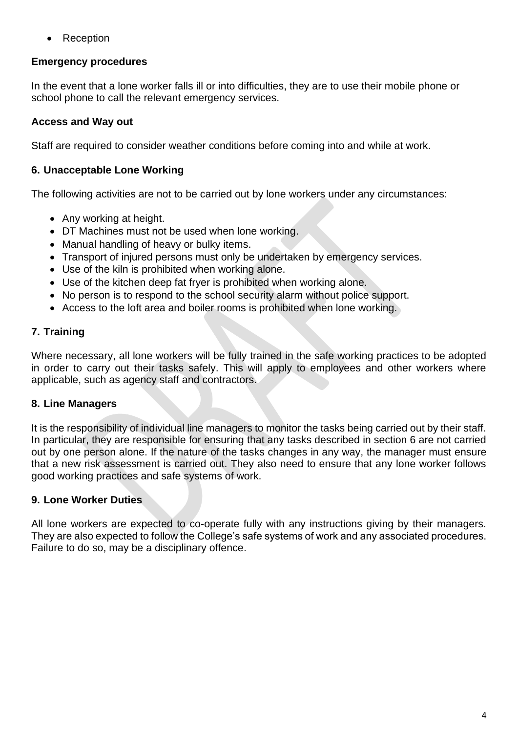- Reception

**Emergency procedures**

In the event that a lone worker falls ill or into difficulties, they are to use their mobile phone or school phone to call the relevant emergency services.

**Access and Way out**

Staff are required to consider weather conditions before coming into and while at work.

## 6. Unacceptable Lone Working

The following activities are not to be carried out by lone workers under any circumstances:

- Any working at height.
- DT Machines must not be used when lone working.
- Manual handling of heavy or bulky items.
- Transport of injured persons must only be undertaken by emergency services.
- Use of the kiln is prohibited when working alone.
- Use of the kitchen deep fat fryer is prohibited when working alone.
- No person is to respond to the school security alarm without police support.
- Access to the loft area and boiler rooms is prohibited when lone working.

## 7. Training

Where necessary, all lone workers will be fully trained in the safe working practices to be adopted in order to carry out their tasks safely. This will apply to employees and other workers where applicable, such as agency staff and contractors.

## 8. Line Managers

It is the responsibility of individual line managers to monitor the tasks being carried out by their staff. In particular, they are responsible for ensuring that any tasks described in section 6 are not carried out by one person alone. If the nature of the tasks changes in any way, the manager must ensure that a new risk assessment is carried out. They also need to ensure that any lone worker follows good working practices and safe systems of work.

## 9. Lone Worker Duties

All lone workers are expected to co-operate fully with any instructions giving by their managers. They are also expected to follow the College's safe systems of work and any associated procedures. Failure to do so, may be a disciplinary offence.